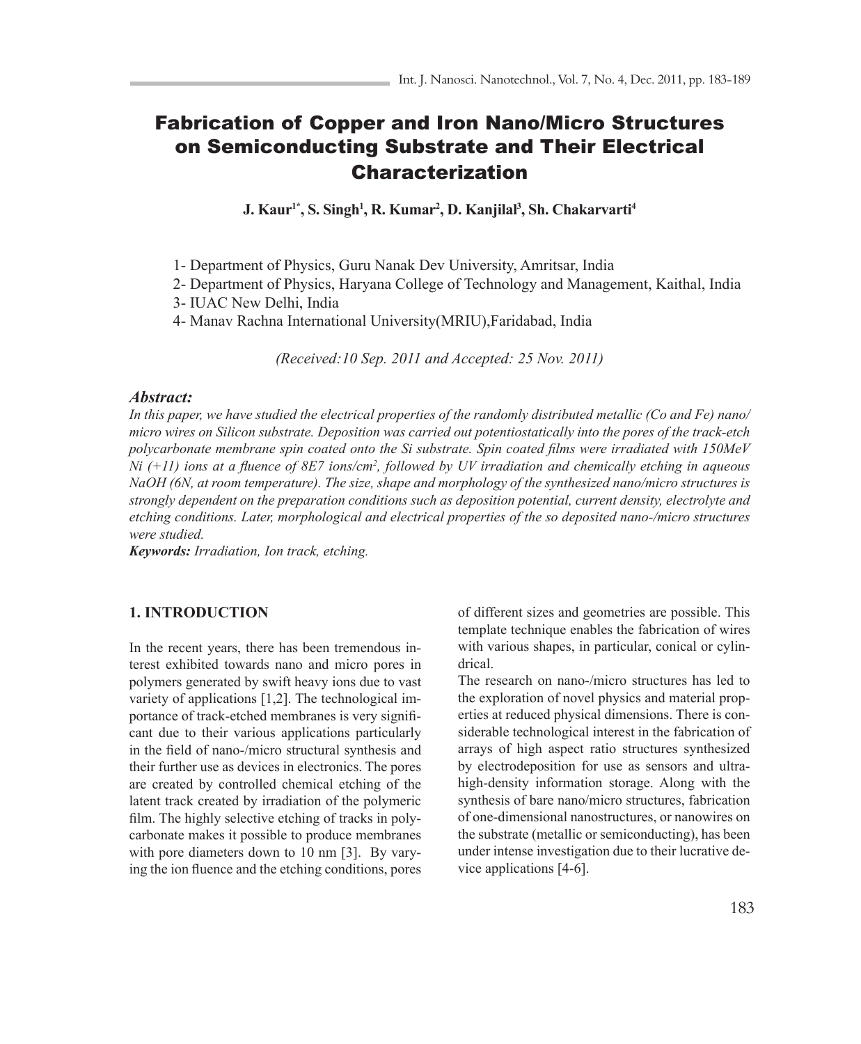# Fabrication of Copper and Iron Nano/Micro Structures on Semiconducting Substrate and Their Electrical Characterization

**J. Kaur[1*], S. Singh[1], R. Kumar[2], D. Kanjilal[3], Sh. Chakarvarti[4]**

1- Department of Physics, Guru Nanak Dev University, Amritsar, India
2- Department of Physics, Haryana College of Technology and Management, Kaithal, India
3- IUAC New Delhi, India
4- Manav Rachna International University(MRIU),Faridabad, India

*(Received:10 Sep. 2011 and Accepted: 25 Nov. 2011)*

### *Abstract:*

*In this paper, we have studied the electrical properties of the randomly distributed metallic (Co and Fe) nano/micro wires on Silicon substrate. Deposition was carried out potentiostatically into the pores of the track-etch polycarbonate membrane spin coated onto the Si substrate. Spin coated films were irradiated with 150MeV Ni (+11) ions at a fluence of 8E7 ions/cm$^2$, followed by UV irradiation and chemically etching in aqueous NaOH (6N, at room temperature). The size, shape and morphology of the synthesized nano/micro structures is strongly dependent on the preparation conditions such as deposition potential, current density, electrolyte and etching conditions. Later, morphological and electrical properties of the so deposited nano-/micro structures were studied.*

***Keywords:*** *Irradiation, Ion track, etching.*

## 1. INTRODUCTION

In the recent years, there has been tremendous interest exhibited towards nano and micro pores in polymers generated by swift heavy ions due to vast variety of applications [1,2]. The technological importance of track-etched membranes is very significant due to their various applications particularly in the field of nano-/micro structural synthesis and their further use as devices in electronics. The pores are created by controlled chemical etching of the latent track created by irradiation of the polymeric film. The highly selective etching of tracks in polycarbonate makes it possible to produce membranes with pore diameters down to 10 nm [3]. By varying the ion fluence and the etching conditions, pores of different sizes and geometries are possible. This template technique enables the fabrication of wires with various shapes, in particular, conical or cylindrical.

The research on nano-/micro structures has led to the exploration of novel physics and material properties at reduced physical dimensions. There is considerable technological interest in the fabrication of arrays of high aspect ratio structures synthesized by electrodeposition for use as sensors and ultra-high-density information storage. Along with the synthesis of bare nano/micro structures, fabrication of one-dimensional nanostructures, or nanowires on the substrate (metallic or semiconducting), has been under intense investigation due to their lucrative device applications [4-6].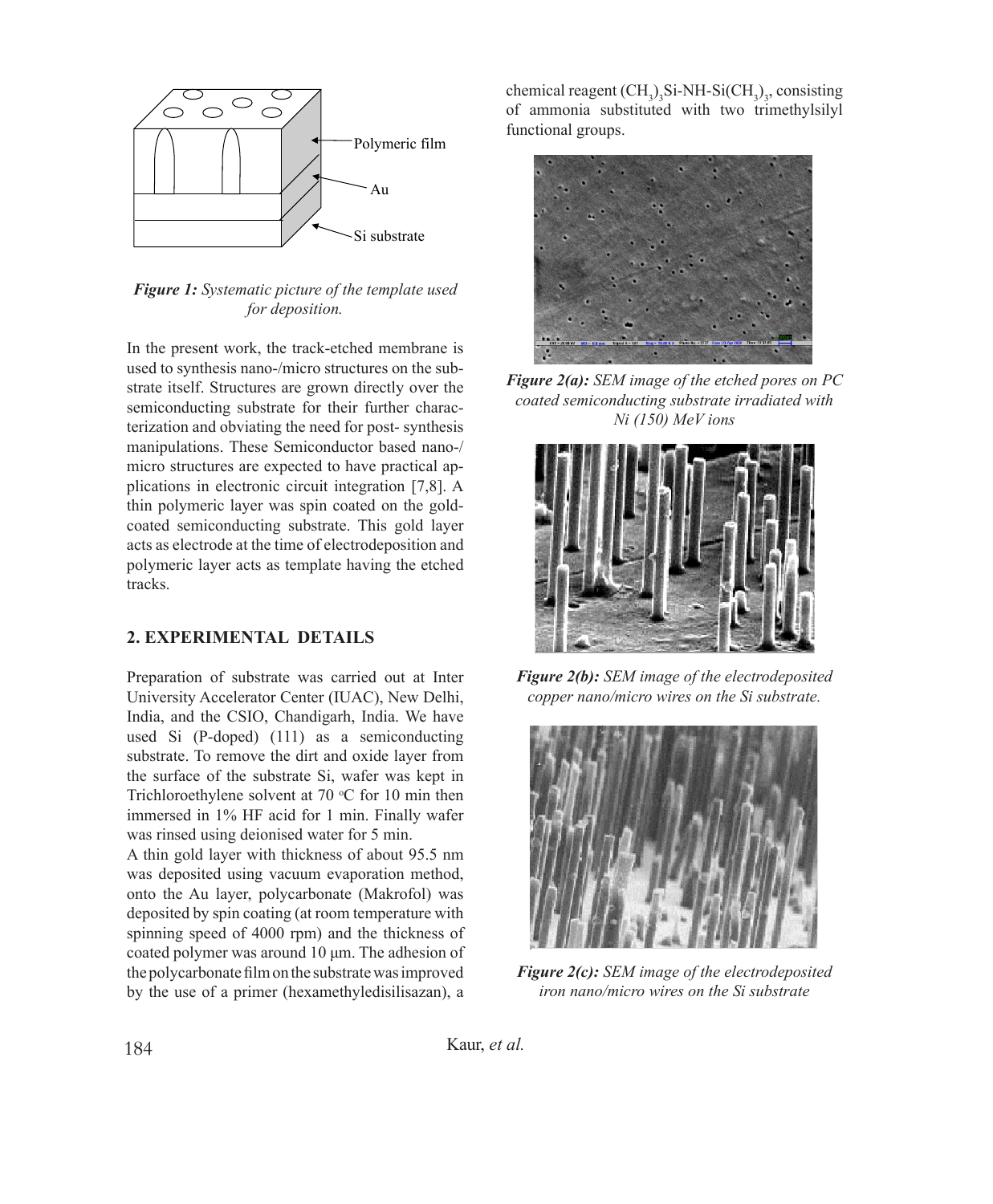Polymeric film

Au

Si substrate

***Figure 1:*** *Systematic picture of the template used for deposition.*

In the present work, the track-etched membrane is used to synthesis nano-/micro structures on the substrate itself. Structures are grown directly over the semiconducting substrate for their further characterization and obviating the need for post- synthesis manipulations. These Semiconductor based nano-/micro structures are expected to have practical applications in electronic circuit integration [7,8]. A thin polymeric layer was spin coated on the gold-coated semiconducting substrate. This gold layer acts as electrode at the time of electrodeposition and polymeric layer acts as template having the etched tracks.

## 2. EXPERIMENTAL DETAILS

Preparation of substrate was carried out at Inter University Accelerator Center (IUAC), New Delhi, India, and the CSIO, Chandigarh, India. We have used Si (P-doped) (111) as a semiconducting substrate. To remove the dirt and oxide layer from the surface of the substrate Si, wafer was kept in Trichloroethylene solvent at 70 $^{o}$C for 10 min then immersed in 1% HF acid for 1 min. Finally wafer was rinsed using deionised water for 5 min.

A thin gold layer with thickness of about 95.5 nm was deposited using vacuum evaporation method, onto the Au layer, polycarbonate (Makrofol) was deposited by spin coating (at room temperature with spinning speed of 4000 rpm) and the thickness of coated polymer was around 10 μm. The adhesion of the polycarbonate film on the substrate was improved by the use of a primer (hexamethyledisilisazan), a chemical reagent $(CH_3)_3Si\text{-}NH\text{-}Si(CH_3)_3$, consisting of ammonia substituted with two trimethylsilyl functional groups.

***Figure 2(a):*** *SEM image of the etched pores on PC coated semiconducting substrate irradiated with Ni (150) MeV ions*

***Figure 2(b):*** *SEM image of the electrodeposited copper nano/micro wires on the Si substrate.*

***Figure 2(c):*** *SEM image of the electrodeposited iron nano/micro wires on the Si substrate*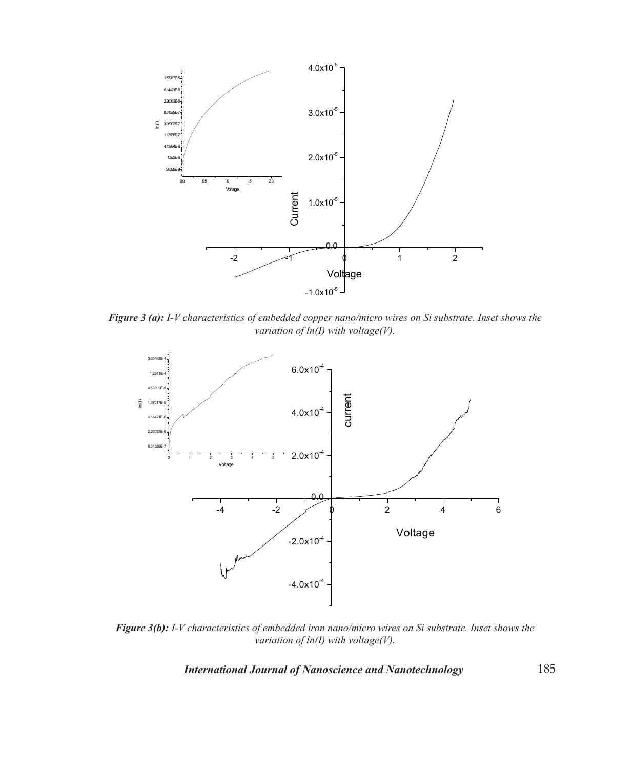***Figure 3 (a):*** *I-V characteristics of embedded copper nano/micro wires on Si substrate. Inset shows the variation of ln(I) with voltage(V).*

***Figure 3(b):*** *I-V characteristics of embedded iron nano/micro wires on Si substrate. Inset shows the variation of ln(I) with voltage(V).*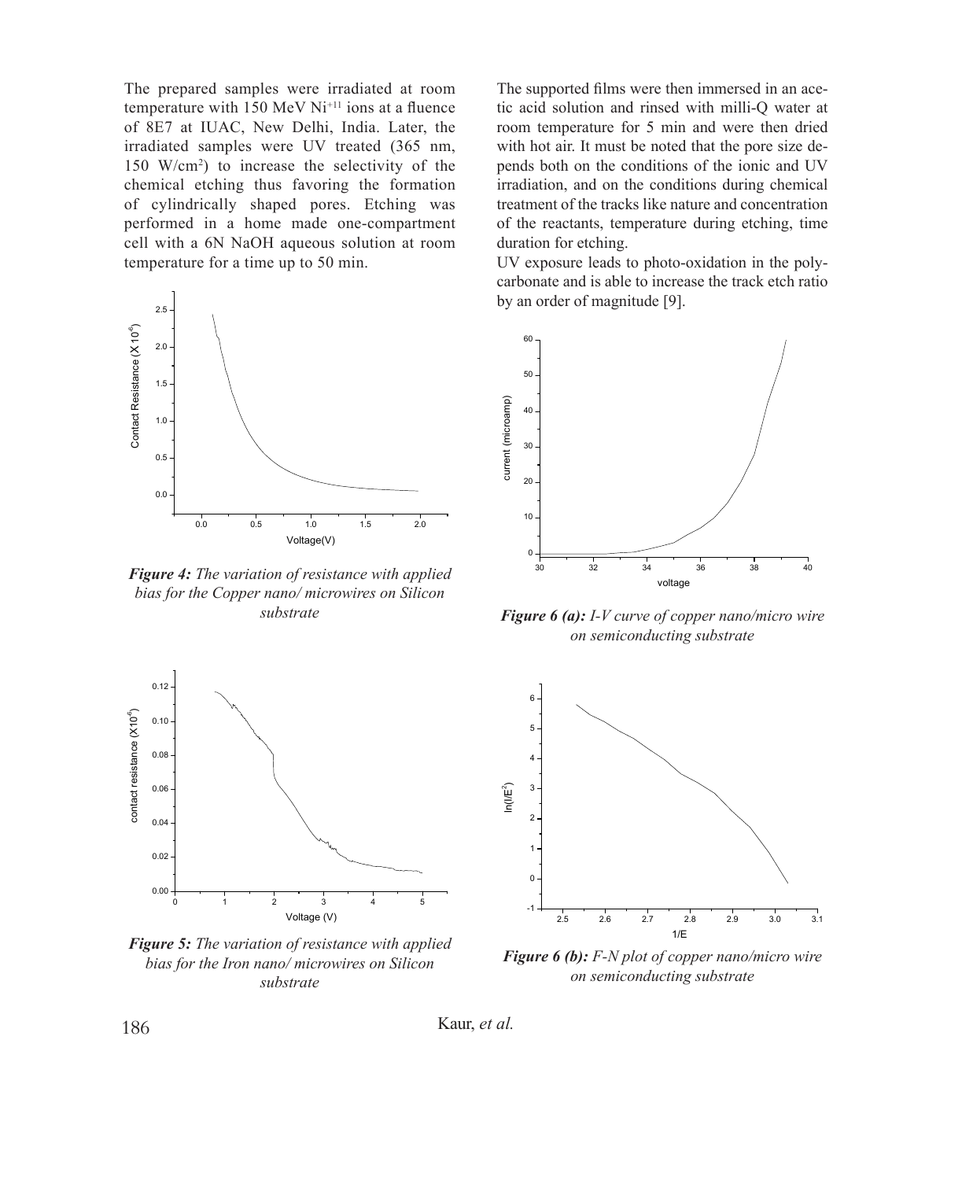The prepared samples were irradiated at room temperature with 150 MeV $Ni^{+11}$ ions at a fluence of 8E7 at IUAC, New Delhi, India. Later, the irradiated samples were UV treated (365 nm, 150 W/cm$^2$) to increase the selectivity of the chemical etching thus favoring the formation of cylindrically shaped pores. Etching was performed in a home made one-compartment cell with a 6N NaOH aqueous solution at room temperature for a time up to 50 min.

*Figure 4: The variation of resistance with applied bias for the Copper nano/ microwires on Silicon substrate*

*Figure 5: The variation of resistance with applied bias for the Iron nano/ microwires on Silicon substrate*

The supported films were then immersed in an acetic acid solution and rinsed with milli-Q water at room temperature for 5 min and were then dried with hot air. It must be noted that the pore size depends both on the conditions of the ionic and UV irradiation, and on the conditions during chemical treatment of the tracks like nature and concentration of the reactants, temperature during etching, time duration for etching.

UV exposure leads to photo-oxidation in the polycarbonate and is able to increase the track etch ratio by an order of magnitude [9].

*Figure 6 (a): I-V curve of copper nano/micro wire on semiconducting substrate*

*Figure 6 (b): F-N plot of copper nano/micro wire on semiconducting substrate*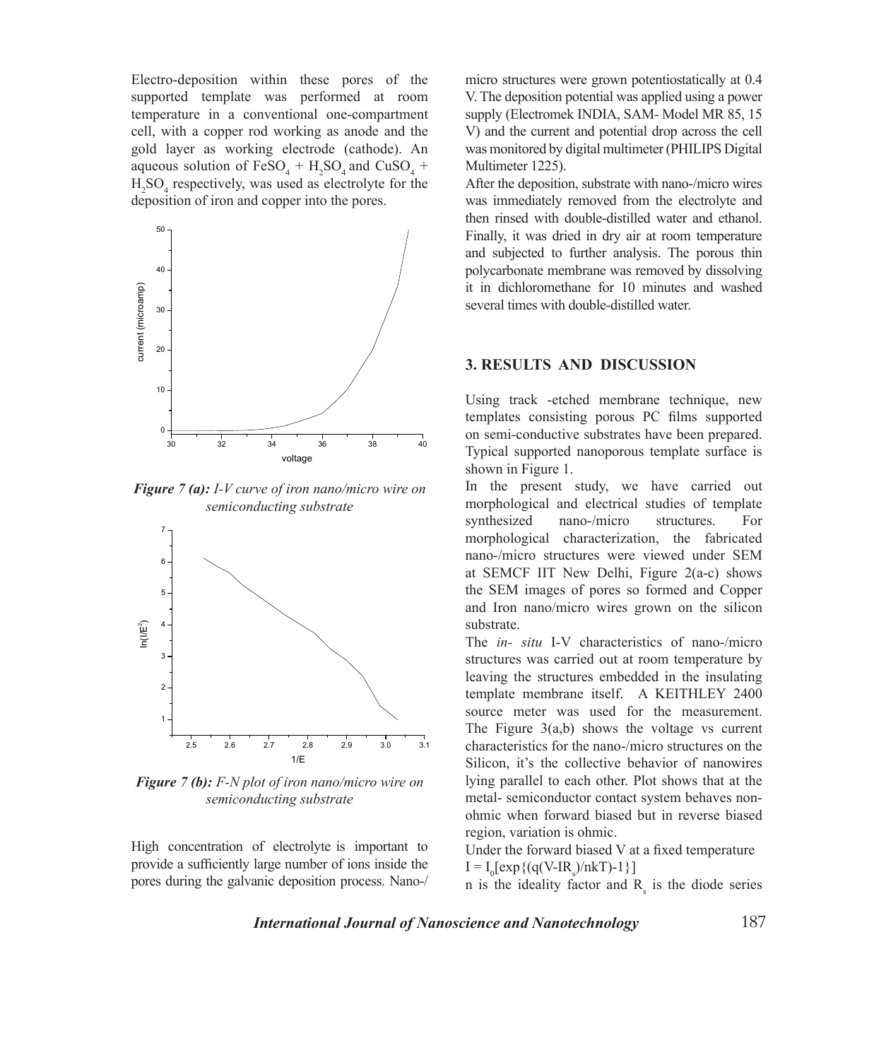Electro-deposition within these pores of the supported template was performed at room temperature in a conventional one-compartment cell, with a copper rod working as anode and the gold layer as working electrode (cathode). An aqueous solution of $FeSO_4$ + $H_2SO_4$ and $CuSO_4$ + $H_2SO_4$ respectively, was used as electrolyte for the deposition of iron and copper into the pores.

*Figure 7 (a): I-V curve of iron nano/micro wire on semiconducting substrate*

*Figure 7 (b): F-N plot of iron nano/micro wire on semiconducting substrate*

High concentration of electrolyte is important to provide a sufficiently large number of ions inside the pores during the galvanic deposition process. Nano-/micro structures were grown potentiostatically at 0.4 V. The deposition potential was applied using a power supply (Electromek INDIA, SAM- Model MR 85, 15 V) and the current and potential drop across the cell was monitored by digital multimeter (PHILIPS Digital Multimeter 1225).

After the deposition, substrate with nano-/micro wires was immediately removed from the electrolyte and then rinsed with double-distilled water and ethanol. Finally, it was dried in dry air at room temperature and subjected to further analysis. The porous thin polycarbonate membrane was removed by dissolving it in dichloromethane for 10 minutes and washed several times with double-distilled water.

## 3. RESULTS AND DISCUSSION

Using track -etched membrane technique, new templates consisting porous PC films supported on semi-conductive substrates have been prepared. Typical supported nanoporous template surface is shown in Figure 1.

In the present study, we have carried out morphological and electrical studies of template synthesized nano-/micro structures. For morphological characterization, the fabricated nano-/micro structures were viewed under SEM at SEMCF IIT New Delhi, Figure 2(a-c) shows the SEM images of pores so formed and Copper and Iron nano/micro wires grown on the silicon substrate.

The *in- situ* I-V characteristics of nano-/micro structures was carried out at room temperature by leaving the structures embedded in the insulating template membrane itself. A KEITHLEY 2400 source meter was used for the measurement. The Figure 3(a,b) shows the voltage vs current characteristics for the nano-/micro structures on the Silicon, it's the collective behavior of nanowires lying parallel to each other. Plot shows that at the metal- semiconductor contact system behaves non-ohmic when forward biased but in reverse biased region, variation is ohmic.

Under the forward biased V at a fixed temperature

$I = I_0[\exp\{(q(V-IR_s)/nkT)-1\}]$

n is the ideality factor and $R_s$ is the diode series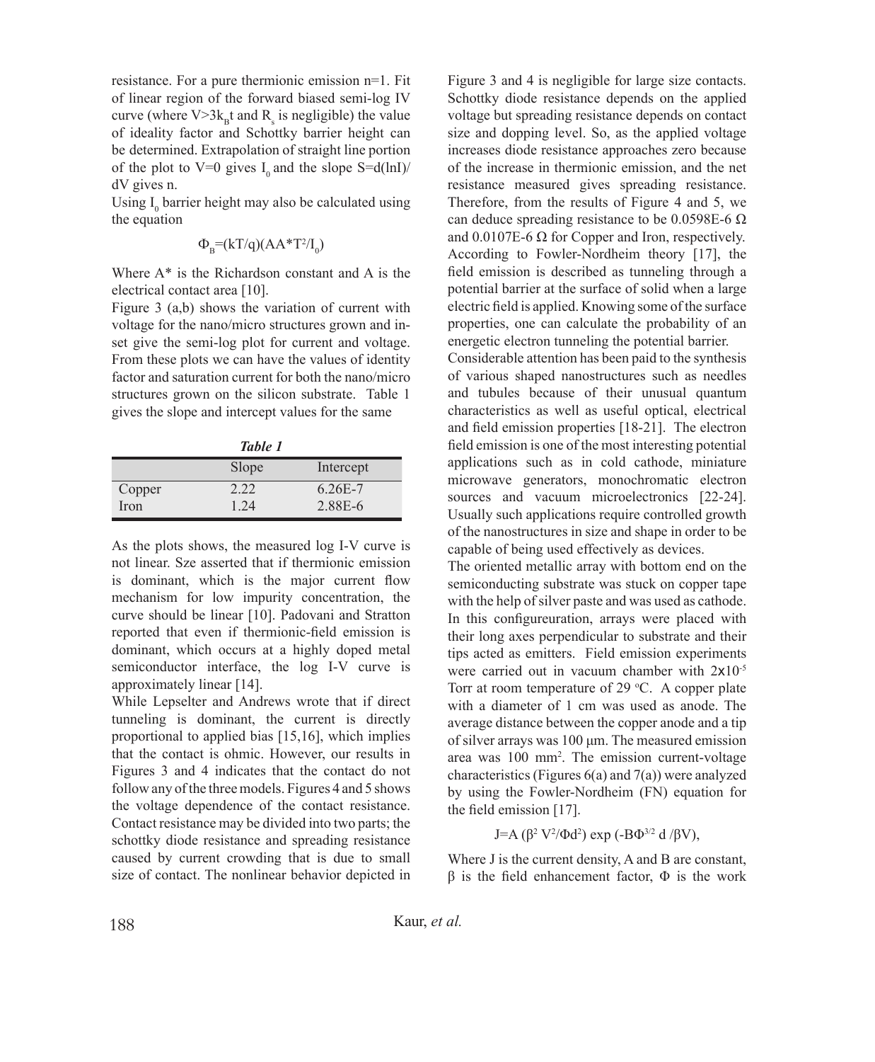resistance. For a pure thermionic emission n=1. Fit of linear region of the forward biased semi-log IV curve (where $V>3k_Bt$ and $R_s$ is negligible) the value of ideality factor and Schottky barrier height can be determined. Extrapolation of straight line portion of the plot to V=0 gives $I_0$ and the slope $S=d(\ln I)/dV$ gives n.

Using $I_0$ barrier height may also be calculated using the equation

$$\Phi_B=(kT/q)(AA^*T^2/I_0)$$

Where A* is the Richardson constant and A is the electrical contact area [10].

Figure 3 (a,b) shows the variation of current with voltage for the nano/micro structures grown and in-set give the semi-log plot for current and voltage. From these plots we can have the values of identity factor and saturation current for both the nano/micro structures grown on the silicon substrate. Table 1 gives the slope and intercept values for the same

***Table 1***

| | Slope | Intercept |
|---|---|---|
| Copper | 2.22 | 6.26E-7 |
| Iron | 1.24 | 2.88E-6 |

As the plots shows, the measured log I-V curve is not linear. Sze asserted that if thermionic emission is dominant, which is the major current flow mechanism for low impurity concentration, the curve should be linear [10]. Padovani and Stratton reported that even if thermionic-field emission is dominant, which occurs at a highly doped metal semiconductor interface, the log I-V curve is approximately linear [14].

While Lepselter and Andrews wrote that if direct tunneling is dominant, the current is directly proportional to applied bias [15,16], which implies that the contact is ohmic. However, our results in Figures 3 and 4 indicates that the contact do not follow any of the three models. Figures 4 and 5 shows the voltage dependence of the contact resistance. Contact resistance may be divided into two parts; the schottky diode resistance and spreading resistance caused by current crowding that is due to small size of contact. The nonlinear behavior depicted in Figure 3 and 4 is negligible for large size contacts. Schottky diode resistance depends on the applied voltage but spreading resistance depends on contact size and dopping level. So, as the applied voltage increases diode resistance approaches zero because of the increase in thermionic emission, and the net resistance measured gives spreading resistance. Therefore, from the results of Figure 4 and 5, we can deduce spreading resistance to be 0.0598E-6 Ω and 0.0107E-6 Ω for Copper and Iron, respectively. According to Fowler-Nordheim theory [17], the field emission is described as tunneling through a potential barrier at the surface of solid when a large electric field is applied. Knowing some of the surface properties, one can calculate the probability of an energetic electron tunneling the potential barrier.

Considerable attention has been paid to the synthesis of various shaped nanostructures such as needles and tubules because of their unusual quantum characteristics as well as useful optical, electrical and field emission properties [18-21]. The electron field emission is one of the most interesting potential applications such as in cold cathode, miniature microwave generators, monochromatic electron sources and vacuum microelectronics [22-24]. Usually such applications require controlled growth of the nanostructures in size and shape in order to be capable of being used effectively as devices.

The oriented metallic array with bottom end on the semiconducting substrate was stuck on copper tape with the help of silver paste and was used as cathode. In this configureuration, arrays were placed with their long axes perpendicular to substrate and their tips acted as emitters. Field emission experiments were carried out in vacuum chamber with $2\times10^{-5}$ Torr at room temperature of 29 °C. A copper plate with a diameter of 1 cm was used as anode. The average distance between the copper anode and a tip of silver arrays was 100 μm. The measured emission area was 100 $mm^2$. The emission current-voltage characteristics (Figures 6(a) and 7(a)) were analyzed by using the Fowler-Nordheim (FN) equation for the field emission [17].

$$J=A(\beta^2 V^2/\Phi d^2)\exp(-B\Phi^{3/2} d/\beta V),$$

Where J is the current density, A and B are constant, β is the field enhancement factor, Φ is the work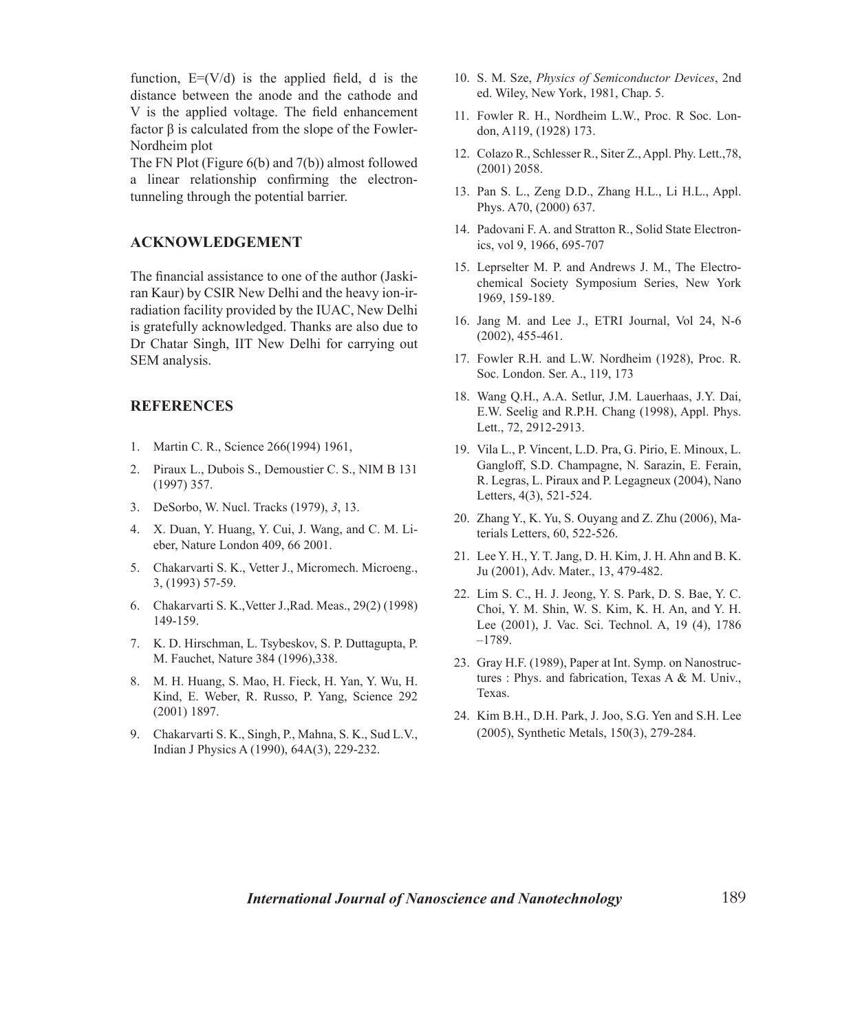function, $E=(V/d)$ is the applied field, d is the distance between the anode and the cathode and V is the applied voltage. The field enhancement factor β is calculated from the slope of the Fowler-Nordheim plot

The FN Plot (Figure 6(b) and 7(b)) almost followed a linear relationship confirming the electron-tunneling through the potential barrier.

## ACKNOWLEDGEMENT

The financial assistance to one of the author (Jaskiran Kaur) by CSIR New Delhi and the heavy ion-irradiation facility provided by the IUAC, New Delhi is gratefully acknowledged. Thanks are also due to Dr Chatar Singh, IIT New Delhi for carrying out SEM analysis.

## REFERENCES

1. Martin C. R., Science 266(1994) 1961,
2. Piraux L., Dubois S., Demoustier C. S., NIM B 131 (1997) 357.
3. DeSorbo, W. Nucl. Tracks (1979), *3*, 13.
4. X. Duan, Y. Huang, Y. Cui, J. Wang, and C. M. Lieber, Nature London 409, 66 2001.
5. Chakarvarti S. K., Vetter J., Micromech. Microeng., 3, (1993) 57-59.
6. Chakarvarti S. K.,Vetter J.,Rad. Meas., 29(2) (1998) 149-159.
7. K. D. Hirschman, L. Tsybeskov, S. P. Duttagupta, P. M. Fauchet, Nature 384 (1996),338.
8. M. H. Huang, S. Mao, H. Fieck, H. Yan, Y. Wu, H. Kind, E. Weber, R. Russo, P. Yang, Science 292 (2001) 1897.
9. Chakarvarti S. K., Singh, P., Mahna, S. K., Sud L.V., Indian J Physics A (1990), 64A(3), 229-232.
10. S. M. Sze, *Physics of Semiconductor Devices*, 2nd ed. Wiley, New York, 1981, Chap. 5.
11. Fowler R. H., Nordheim L.W., Proc. R Soc. London, A119, (1928) 173.
12. Colazo R., Schlesser R., Siter Z., Appl. Phy. Lett.,78, (2001) 2058.
13. Pan S. L., Zeng D.D., Zhang H.L., Li H.L., Appl. Phys. A70, (2000) 637.
14. Padovani F. A. and Stratton R., Solid State Electronics, vol 9, 1966, 695-707
15. Leprselter M. P. and Andrews J. M., The Electrochemical Society Symposium Series, New York 1969, 159-189.
16. Jang M. and Lee J., ETRI Journal, Vol 24, N-6 (2002), 455-461.
17. Fowler R.H. and L.W. Nordheim (1928), Proc. R. Soc. London. Ser. A., 119, 173
18. Wang Q.H., A.A. Setlur, J.M. Lauerhaas, J.Y. Dai, E.W. Seelig and R.P.H. Chang (1998), Appl. Phys. Lett., 72, 2912-2913.
19. Vila L., P. Vincent, L.D. Pra, G. Pirio, E. Minoux, L. Gangloff, S.D. Champagne, N. Sarazin, E. Ferain, R. Legras, L. Piraux and P. Legagneux (2004), Nano Letters, 4(3), 521-524.
20. Zhang Y., K. Yu, S. Ouyang and Z. Zhu (2006), Materials Letters, 60, 522-526.
21. Lee Y. H., Y. T. Jang, D. H. Kim, J. H. Ahn and B. K. Ju (2001), Adv. Mater., 13, 479-482.
22. Lim S. C., H. J. Jeong, Y. S. Park, D. S. Bae, Y. C. Choi, Y. M. Shin, W. S. Kim, K. H. An, and Y. H. Lee (2001), J. Vac. Sci. Technol. A, 19 (4), 1786 –1789.
23. Gray H.F. (1989), Paper at Int. Symp. on Nanostructures : Phys. and fabrication, Texas A & M. Univ., Texas.
24. Kim B.H., D.H. Park, J. Joo, S.G. Yen and S.H. Lee (2005), Synthetic Metals, 150(3), 279-284.